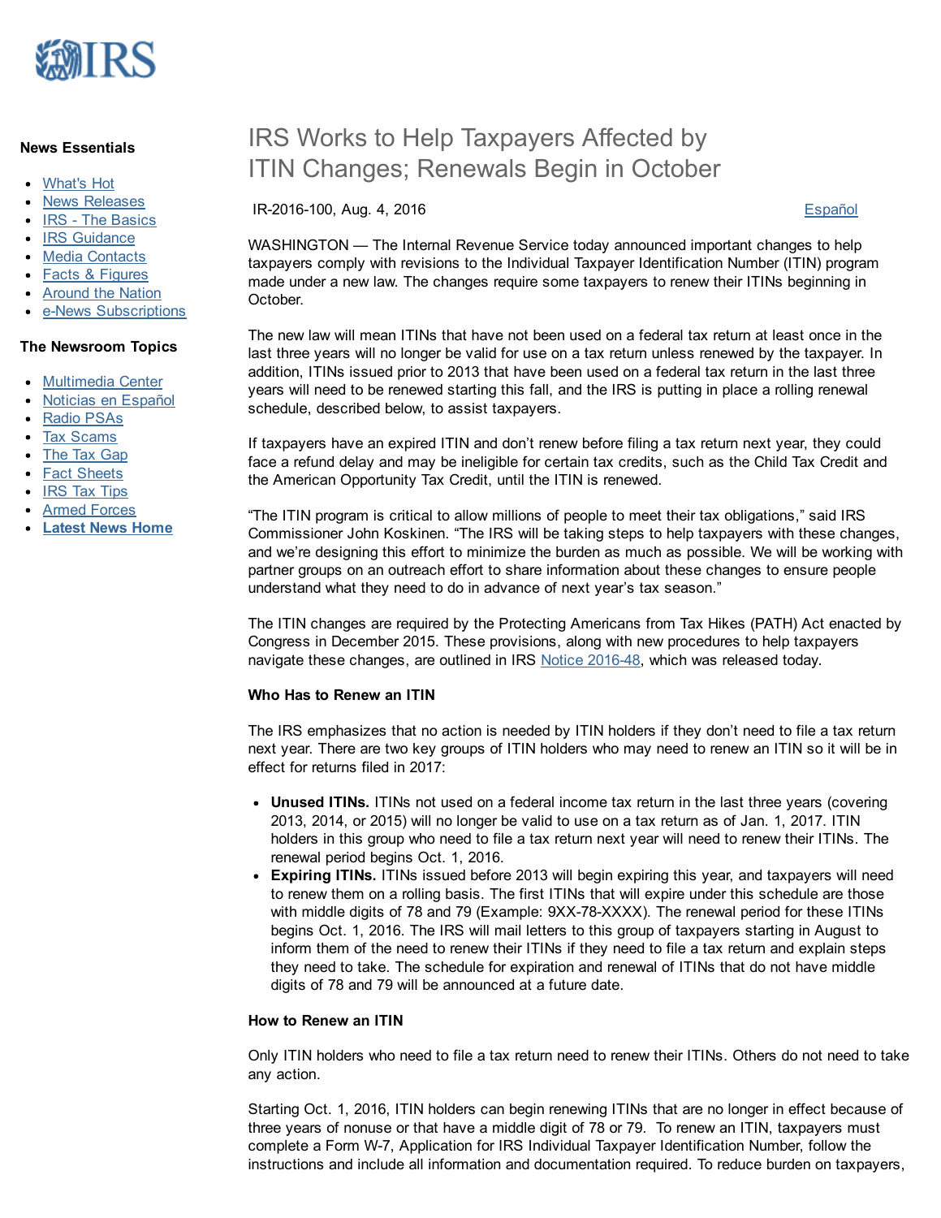**News Essentials**

- What's Hot
- News Releases
- IRS - The Basics
- IRS Guidance
- Media Contacts
- Facts & Figures
- Around the Nation
- e-News Subscriptions

**The Newsroom Topics**

- Multimedia Center
- Noticias en Español
- Radio PSAs
- Tax Scams
- The Tax Gap
- Fact Sheets
- IRS Tax Tips
- Armed Forces
- **Latest News Home**

# IRS Works to Help Taxpayers Affected by ITIN Changes; Renewals Begin in October

IR-2016-100, Aug. 4, 2016 Español

WASHINGTON — The Internal Revenue Service today announced important changes to help taxpayers comply with revisions to the Individual Taxpayer Identification Number (ITIN) program made under a new law. The changes require some taxpayers to renew their ITINs beginning in October.

The new law will mean ITINs that have not been used on a federal tax return at least once in the last three years will no longer be valid for use on a tax return unless renewed by the taxpayer. In addition, ITINs issued prior to 2013 that have been used on a federal tax return in the last three years will need to be renewed starting this fall, and the IRS is putting in place a rolling renewal schedule, described below, to assist taxpayers.

If taxpayers have an expired ITIN and don't renew before filing a tax return next year, they could face a refund delay and may be ineligible for certain tax credits, such as the Child Tax Credit and the American Opportunity Tax Credit, until the ITIN is renewed.

"The ITIN program is critical to allow millions of people to meet their tax obligations," said IRS Commissioner John Koskinen. "The IRS will be taking steps to help taxpayers with these changes, and we're designing this effort to minimize the burden as much as possible. We will be working with partner groups on an outreach effort to share information about these changes to ensure people understand what they need to do in advance of next year's tax season."

The ITIN changes are required by the Protecting Americans from Tax Hikes (PATH) Act enacted by Congress in December 2015. These provisions, along with new procedures to help taxpayers navigate these changes, are outlined in IRS Notice 2016-48, which was released today.

**Who Has to Renew an ITIN**

The IRS emphasizes that no action is needed by ITIN holders if they don't need to file a tax return next year. There are two key groups of ITIN holders who may need to renew an ITIN so it will be in effect for returns filed in 2017:

- **Unused ITINs.** ITINs not used on a federal income tax return in the last three years (covering 2013, 2014, or 2015) will no longer be valid to use on a tax return as of Jan. 1, 2017. ITIN holders in this group who need to file a tax return next year will need to renew their ITINs. The renewal period begins Oct. 1, 2016.
- **Expiring ITINs.** ITINs issued before 2013 will begin expiring this year, and taxpayers will need to renew them on a rolling basis. The first ITINs that will expire under this schedule are those with middle digits of 78 and 79 (Example: 9XX-78-XXXX). The renewal period for these ITINs begins Oct. 1, 2016. The IRS will mail letters to this group of taxpayers starting in August to inform them of the need to renew their ITINs if they need to file a tax return and explain steps they need to take. The schedule for expiration and renewal of ITINs that do not have middle digits of 78 and 79 will be announced at a future date.

**How to Renew an ITIN**

Only ITIN holders who need to file a tax return need to renew their ITINs. Others do not need to take any action.

Starting Oct. 1, 2016, ITIN holders can begin renewing ITINs that are no longer in effect because of three years of nonuse or that have a middle digit of 78 or 79. To renew an ITIN, taxpayers must complete a Form W-7, Application for IRS Individual Taxpayer Identification Number, follow the instructions and include all information and documentation required. To reduce burden on taxpayers,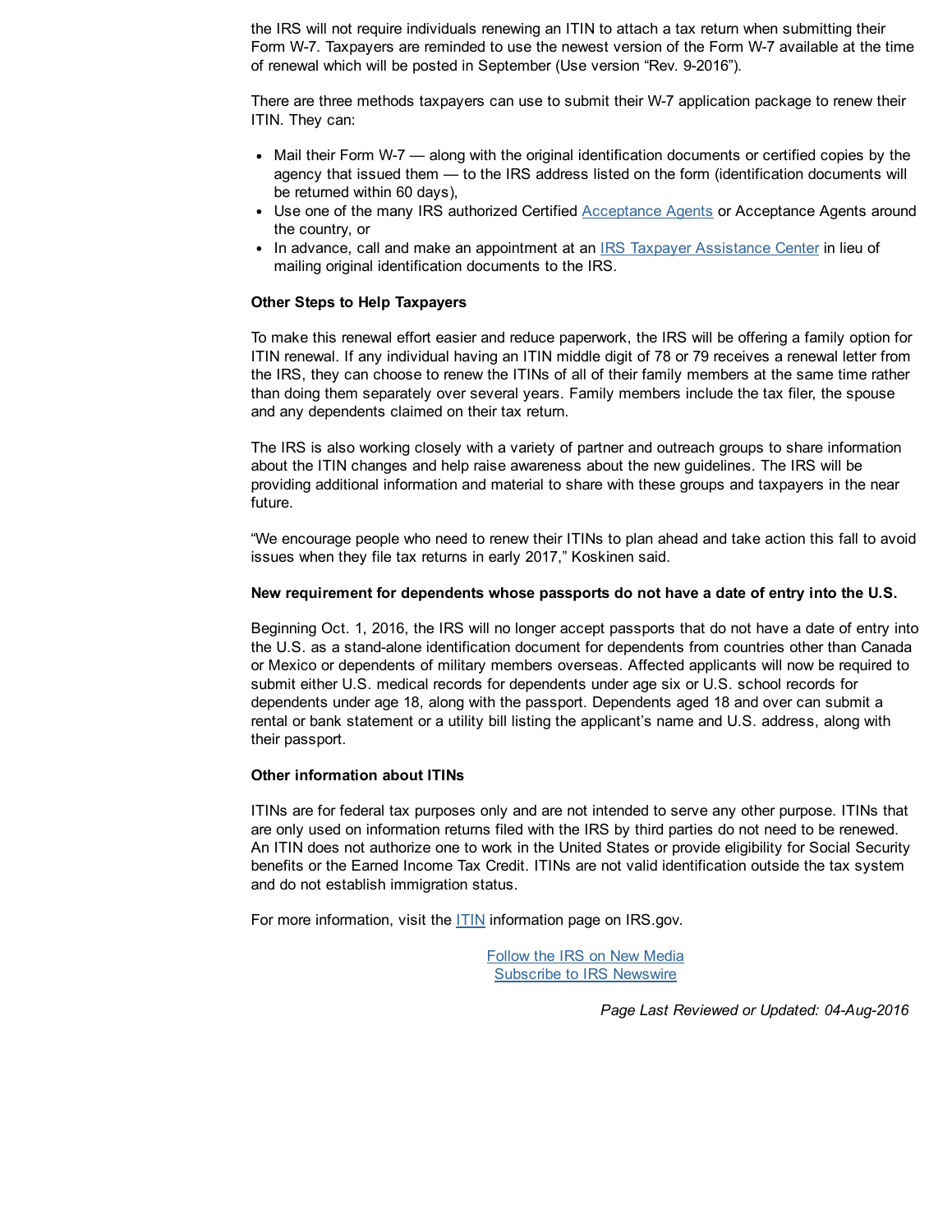the IRS will not require individuals renewing an ITIN to attach a tax return when submitting their Form W-7. Taxpayers are reminded to use the newest version of the Form W-7 available at the time of renewal which will be posted in September (Use version "Rev. 9-2016").

There are three methods taxpayers can use to submit their W-7 application package to renew their ITIN. They can:

- Mail their Form W-7 — along with the original identification documents or certified copies by the agency that issued them — to the IRS address listed on the form (identification documents will be returned within 60 days),
- Use one of the many IRS authorized Certified Acceptance Agents or Acceptance Agents around the country, or
- In advance, call and make an appointment at an IRS Taxpayer Assistance Center in lieu of mailing original identification documents to the IRS.

**Other Steps to Help Taxpayers**

To make this renewal effort easier and reduce paperwork, the IRS will be offering a family option for ITIN renewal. If any individual having an ITIN middle digit of 78 or 79 receives a renewal letter from the IRS, they can choose to renew the ITINs of all of their family members at the same time rather than doing them separately over several years. Family members include the tax filer, the spouse and any dependents claimed on their tax return.

The IRS is also working closely with a variety of partner and outreach groups to share information about the ITIN changes and help raise awareness about the new guidelines. The IRS will be providing additional information and material to share with these groups and taxpayers in the near future.

"We encourage people who need to renew their ITINs to plan ahead and take action this fall to avoid issues when they file tax returns in early 2017," Koskinen said.

**New requirement for dependents whose passports do not have a date of entry into the U.S.**

Beginning Oct. 1, 2016, the IRS will no longer accept passports that do not have a date of entry into the U.S. as a stand-alone identification document for dependents from countries other than Canada or Mexico or dependents of military members overseas. Affected applicants will now be required to submit either U.S. medical records for dependents under age six or U.S. school records for dependents under age 18, along with the passport. Dependents aged 18 and over can submit a rental or bank statement or a utility bill listing the applicant's name and U.S. address, along with their passport.

**Other information about ITINs**

ITINs are for federal tax purposes only and are not intended to serve any other purpose. ITINs that are only used on information returns filed with the IRS by third parties do not need to be renewed. An ITIN does not authorize one to work in the United States or provide eligibility for Social Security benefits or the Earned Income Tax Credit. ITINs are not valid identification outside the tax system and do not establish immigration status.

For more information, visit the ITIN information page on IRS.gov.

Follow the IRS on New Media
Subscribe to IRS Newswire

*Page Last Reviewed or Updated: 04-Aug-2016*